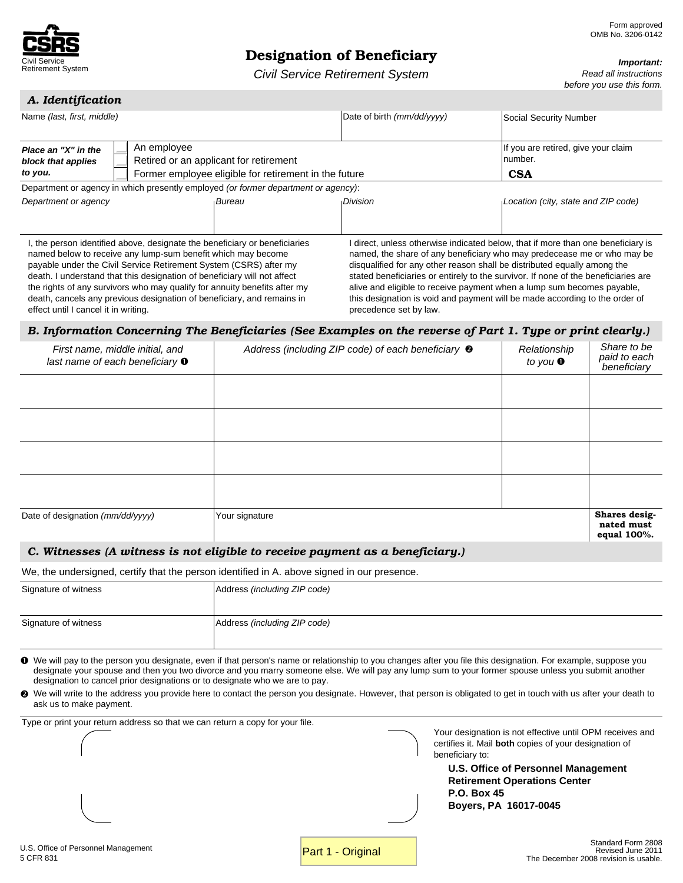CSRS
Civil Service Retirement System

Form approved
OMB No. 3206-0142

# Designation of Beneficiary

*Civil Service Retirement System*

***Important:*** *Read all instructions before you use this form.*

## A. Identification

| Name *(last, first, middle)* | Date of birth *(mm/dd/yyyy)* | Social Security Number |
|---|---|---|
| | | |

***Place an "X" in the block that applies to you.***

- [ ] An employee
- [ ] Retired or an applicant for retirement
- [ ] Former employee eligible for retirement in the future

If you are retired, give your claim number. **CSA**

Department or agency in which presently employed *(or former department or agency)*:

| *Department or agency* | *Bureau* | *Division* | *Location (city, state and ZIP code)* |
|---|---|---|---|
| | | | |

I, the person identified above, designate the beneficiary or beneficiaries named below to receive any lump-sum benefit which may become payable under the Civil Service Retirement System (CSRS) after my death. I understand that this designation of beneficiary will not affect the rights of any survivors who may qualify for annuity benefits after my death, cancels any previous designation of beneficiary, and remains in effect until I cancel it in writing.

I direct, unless otherwise indicated below, that if more than one beneficiary is named, the share of any beneficiary who may predecease me or who may be disqualified for any other reason shall be distributed equally among the stated beneficiaries or entirely to the survivor. If none of the beneficiaries are alive and eligible to receive payment when a lump sum becomes payable, this designation is void and payment will be made according to the order of precedence set by law.

## B. Information Concerning The Beneficiaries (See Examples on the reverse of Part 1. Type or print clearly.)

| *First name, middle initial, and last name of each beneficiary* ❶ | *Address (including ZIP code) of each beneficiary* ❷ | *Relationship to you* ❶ | *Share to be paid to each beneficiary* |
|---|---|---|---|
| | | | |
| | | | |
| | | | |
| | | | |

| Date of designation *(mm/dd/yyyy)* | Your signature | **Shares designated must equal 100%.** |
|---|---|---|
| | | |

## C. Witnesses (A witness is not eligible to receive payment as a beneficiary.)

We, the undersigned, certify that the person identified in A. above signed in our presence.

| Signature of witness | Address *(including ZIP code)* |
|---|---|
| | |

| Signature of witness | Address *(including ZIP code)* |
|---|---|
| | |

❶ We will pay to the person you designate, even if that person's name or relationship to you changes after you file this designation. For example, suppose you designate your spouse and then you two divorce and you marry someone else. We will pay any lump sum to your former spouse unless you submit another designation to cancel prior designations or to designate who we are to pay.

❷ We will write to the address you provide here to contact the person you designate. However, that person is obligated to get in touch with us after your death to ask us to make payment.

Type or print your return address so that we can return a copy for your file.

Your designation is not effective until OPM receives and certifies it. Mail **both** copies of your designation of beneficiary to:

**U.S. Office of Personnel Management**
**Retirement Operations Center**
**P.O. Box 45**
**Boyers, PA 16017-0045**

U.S. Office of Personnel Management
5 CFR 831

Part 1 - Original

Standard Form 2808
Revised June 2011
The December 2008 revision is usable.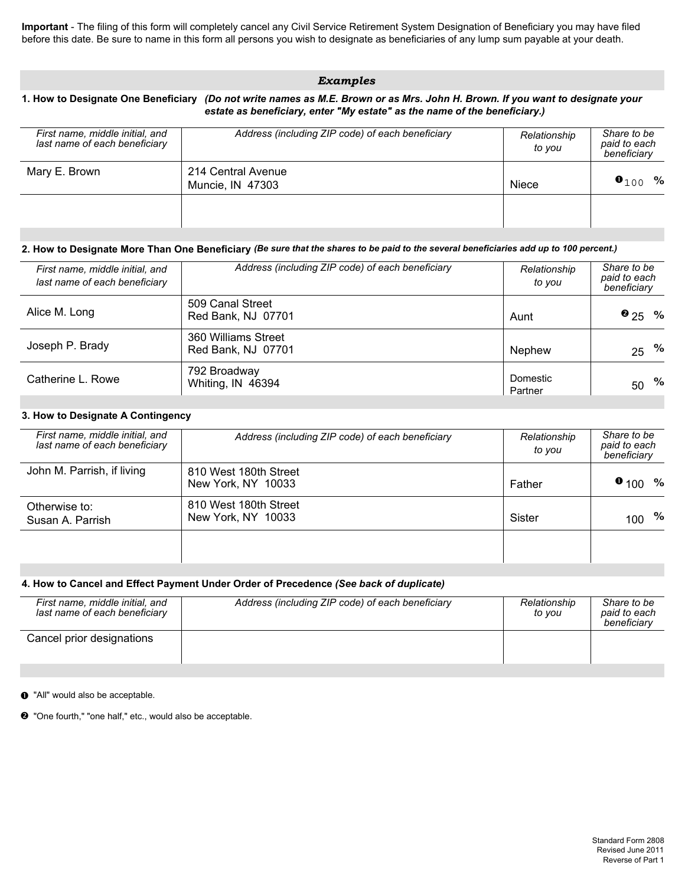**Important** - The filing of this form will completely cancel any Civil Service Retirement System Designation of Beneficiary you may have filed before this date. Be sure to name in this form all persons you wish to designate as beneficiaries of any lump sum payable at your death.

## *Examples*

**1. How to Designate One Beneficiary** ***(Do not write names as M.E. Brown or as Mrs. John H. Brown. If you want to designate your estate as beneficiary, enter "My estate" as the name of the beneficiary.)***

| *First name, middle initial, and last name of each beneficiary* | *Address (including ZIP code) of each beneficiary* | *Relationship to you* | *Share to be paid to each beneficiary* |
|---|---|---|---|
| Mary E. Brown | 214 Central Avenue<br>Muncie, IN 47303 | Niece | ❶ 100 % |
| | | | |

**2. How to Designate More Than One Beneficiary** ***(Be sure that the shares to be paid to the several beneficiaries add up to 100 percent.)***

| *First name, middle initial, and last name of each beneficiary* | *Address (including ZIP code) of each beneficiary* | *Relationship to you* | *Share to be paid to each beneficiary* |
|---|---|---|---|
| Alice M. Long | 509 Canal Street<br>Red Bank, NJ 07701 | Aunt | ❷ 25 % |
| Joseph P. Brady | 360 Williams Street<br>Red Bank, NJ 07701 | Nephew | 25 % |
| Catherine L. Rowe | 792 Broadway<br>Whiting, IN 46394 | Domestic Partner | 50 % |

**3. How to Designate A Contingency**

| *First name, middle initial, and last name of each beneficiary* | *Address (including ZIP code) of each beneficiary* | *Relationship to you* | *Share to be paid to each beneficiary* |
|---|---|---|---|
| John M. Parrish, if living | 810 West 180th Street<br>New York, NY 10033 | Father | ❶ 100 % |
| Otherwise to:<br>Susan A. Parrish | 810 West 180th Street<br>New York, NY 10033 | Sister | 100 % |
| | | | |

**4. How to Cancel and Effect Payment Under Order of Precedence** ***(See back of duplicate)***

| *First name, middle initial, and last name of each beneficiary* | *Address (including ZIP code) of each beneficiary* | *Relationship to you* | *Share to be paid to each beneficiary* |
|---|---|---|---|
| Cancel prior designations | | | |

❶ "All" would also be acceptable.

❷ "One fourth," "one half," etc., would also be acceptable.

Standard Form 2808
Revised June 2011
Reverse of Part 1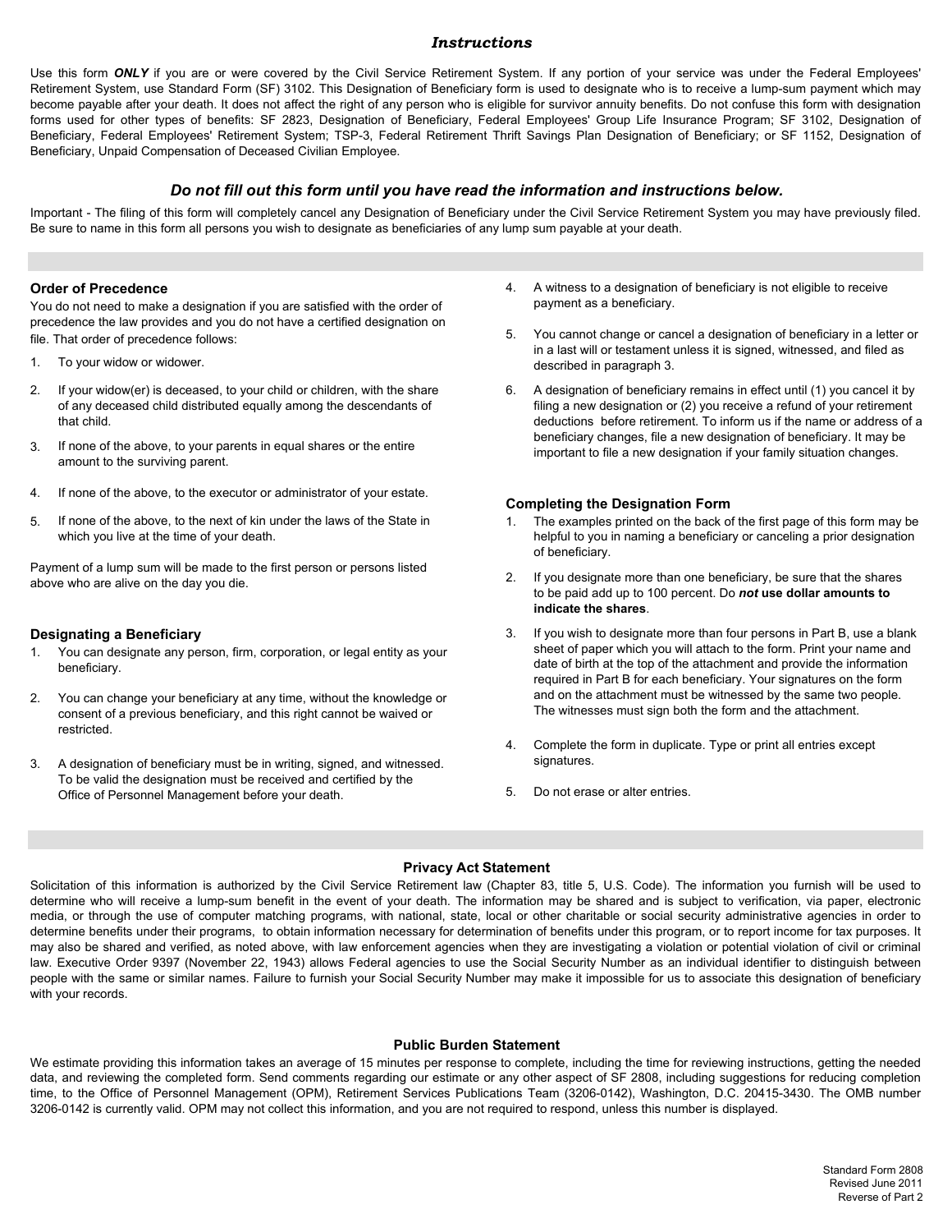# *Instructions*

Use this form ***ONLY*** if you are or were covered by the Civil Service Retirement System. If any portion of your service was under the Federal Employees' Retirement System, use Standard Form (SF) 3102. This Designation of Beneficiary form is used to designate who is to receive a lump-sum payment which may become payable after your death. It does not affect the right of any person who is eligible for survivor annuity benefits. Do not confuse this form with designation forms used for other types of benefits: SF 2823, Designation of Beneficiary, Federal Employees' Group Life Insurance Program; SF 3102, Designation of Beneficiary, Federal Employees' Retirement System; TSP-3, Federal Retirement Thrift Savings Plan Designation of Beneficiary; or SF 1152, Designation of Beneficiary, Unpaid Compensation of Deceased Civilian Employee.

## *Do not fill out this form until you have read the information and instructions below.*

Important - The filing of this form will completely cancel any Designation of Beneficiary under the Civil Service Retirement System you may have previously filed. Be sure to name in this form all persons you wish to designate as beneficiaries of any lump sum payable at your death.

### Order of Precedence

You do not need to make a designation if you are satisfied with the order of precedence the law provides and you do not have a certified designation on file. That order of precedence follows:

1. To your widow or widower.
2. If your widow(er) is deceased, to your child or children, with the share of any deceased child distributed equally among the descendants of that child.
3. If none of the above, to your parents in equal shares or the entire amount to the surviving parent.
4. If none of the above, to the executor or administrator of your estate.
5. If none of the above, to the next of kin under the laws of the State in which you live at the time of your death.

Payment of a lump sum will be made to the first person or persons listed above who are alive on the day you die.

### Designating a Beneficiary

1. You can designate any person, firm, corporation, or legal entity as your beneficiary.
2. You can change your beneficiary at any time, without the knowledge or consent of a previous beneficiary, and this right cannot be waived or restricted.
3. A designation of beneficiary must be in writing, signed, and witnessed. To be valid the designation must be received and certified by the Office of Personnel Management before your death.
4. A witness to a designation of beneficiary is not eligible to receive payment as a beneficiary.
5. You cannot change or cancel a designation of beneficiary in a letter or in a last will or testament unless it is signed, witnessed, and filed as described in paragraph 3.
6. A designation of beneficiary remains in effect until (1) you cancel it by filing a new designation or (2) you receive a refund of your retirement deductions before retirement. To inform us if the name or address of a beneficiary changes, file a new designation of beneficiary. It may be important to file a new designation if your family situation changes.

### Completing the Designation Form

1. The examples printed on the back of the first page of this form may be helpful to you in naming a beneficiary or canceling a prior designation of beneficiary.
2. If you designate more than one beneficiary, be sure that the shares to be paid add up to 100 percent. Do ***not*** **use dollar amounts to indicate the shares**.
3. If you wish to designate more than four persons in Part B, use a blank sheet of paper which you will attach to the form. Print your name and date of birth at the top of the attachment and provide the information required in Part B for each beneficiary. Your signatures on the form and on the attachment must be witnessed by the same two people. The witnesses must sign both the form and the attachment.
4. Complete the form in duplicate. Type or print all entries except signatures.
5. Do not erase or alter entries.

### Privacy Act Statement

Solicitation of this information is authorized by the Civil Service Retirement law (Chapter 83, title 5, U.S. Code). The information you furnish will be used to determine who will receive a lump-sum benefit in the event of your death. The information may be shared and is subject to verification, via paper, electronic media, or through the use of computer matching programs, with national, state, local or other charitable or social security administrative agencies in order to determine benefits under their programs, to obtain information necessary for determination of benefits under this program, or to report income for tax purposes. It may also be shared and verified, as noted above, with law enforcement agencies when they are investigating a violation or potential violation of civil or criminal law. Executive Order 9397 (November 22, 1943) allows Federal agencies to use the Social Security Number as an individual identifier to distinguish between people with the same or similar names. Failure to furnish your Social Security Number may make it impossible for us to associate this designation of beneficiary with your records.

### Public Burden Statement

We estimate providing this information takes an average of 15 minutes per response to complete, including the time for reviewing instructions, getting the needed data, and reviewing the completed form. Send comments regarding our estimate or any other aspect of SF 2808, including suggestions for reducing completion time, to the Office of Personnel Management (OPM), Retirement Services Publications Team (3206-0142), Washington, D.C. 20415-3430. The OMB number 3206-0142 is currently valid. OPM may not collect this information, and you are not required to respond, unless this number is displayed.

Standard Form 2808
Revised June 2011
Reverse of Part 2